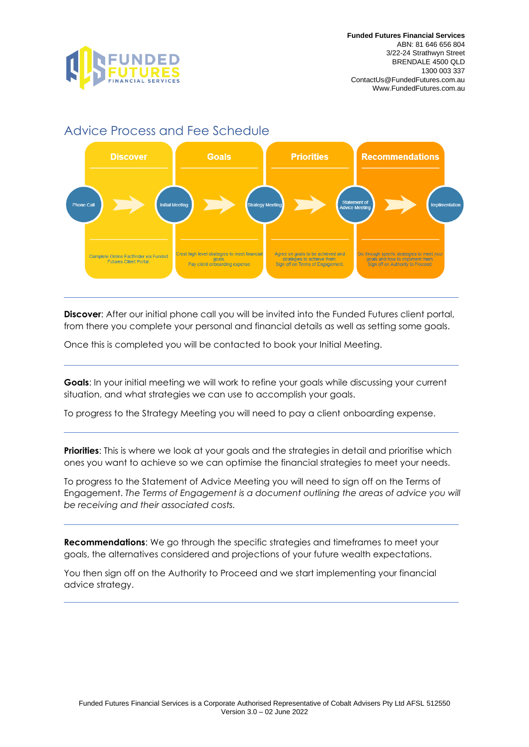**Funded Futures Financial Services**
ABN: 81 646 656 804
3/22-24 Strathwyn Street
BRENDALE 4500 QLD
1300 003 337
ContactUs@FundedFutures.com.au
Www.FundedFutures.com.au

# Advice Process and Fee Schedule

| Discover | Goals | Priorities | Recommendations |
|---|---|---|---|
| Phone Call → Initial Meeting | Initial Meeting → Strategy Meeting | Strategy Meeting → Statement of Advice Meeting | Statement of Advice Meeting → Implimentation |
| Complete Online Factfinder via Funded Futures Client Portal | Creat high level strategies to meet financial goals. Pay client onboarding expense | Agree on goals to be achieved and strategies to achieve them. Sign off on Terms of Engagement. | Go through specfic strategies to meet your goals and how to impliment them. Sign off on Authority to Proceed. |

---

**Discover**: After our initial phone call you will be invited into the Funded Futures client portal, from there you complete your personal and financial details as well as setting some goals.

Once this is completed you will be contacted to book your Initial Meeting.

---

**Goals**: In your initial meeting we will work to refine your goals while discussing your current situation, and what strategies we can use to accomplish your goals.

To progress to the Strategy Meeting you will need to pay a client onboarding expense.

---

**Priorities**: This is where we look at your goals and the strategies in detail and prioritise which ones you want to achieve so we can optimise the financial strategies to meet your needs.

To progress to the Statement of Advice Meeting you will need to sign off on the Terms of Engagement. *The Terms of Engagement is a document outlining the areas of advice you will be receiving and their associated costs.*

---

**Recommendations**: We go through the specific strategies and timeframes to meet your goals, the alternatives considered and projections of your future wealth expectations.

You then sign off on the Authority to Proceed and we start implementing your financial advice strategy.

---

Funded Futures Financial Services is a Corporate Authorised Representative of Cobalt Advisers Pty Ltd AFSL 512550
Version 3.0 – 02 June 2022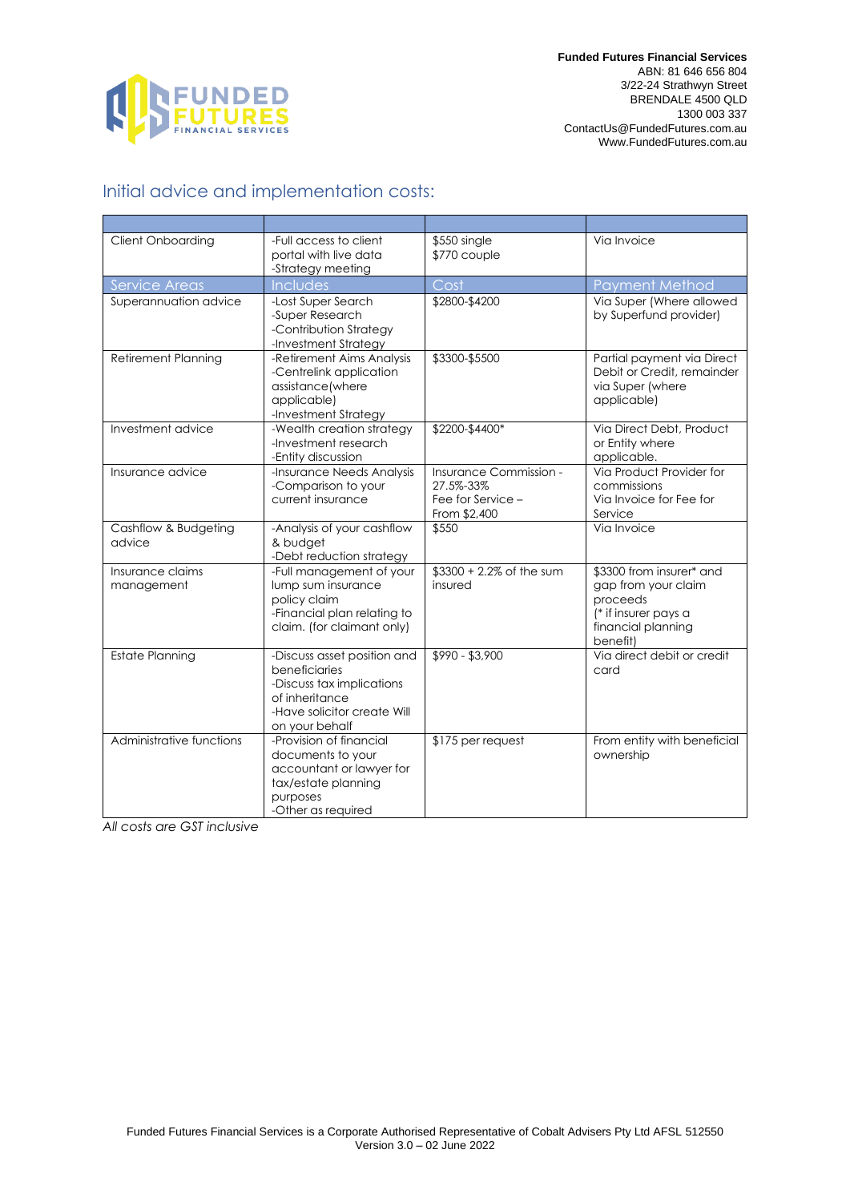**Funded Futures Financial Services**
ABN: 81 646 656 804
3/22-24 Strathwyn Street
BRENDALE 4500 QLD
1300 003 337
ContactUs@FundedFutures.com.au
Www.FundedFutures.com.au

## Initial advice and implementation costs:

| | | | |
|---|---|---|---|
| Client Onboarding | -Full access to client portal with live data<br>-Strategy meeting | $550 single<br>$770 couple | Via Invoice |
| **Service Areas** | **Includes** | **Cost** | **Payment Method** |
| Superannuation advice | -Lost Super Search<br>-Super Research<br>-Contribution Strategy<br>-Investment Strategy | $2800-$4200 | Via Super (Where allowed by Superfund provider) |
| Retirement Planning | -Retirement Aims Analysis<br>-Centrelink application assistance(where applicable)<br>-Investment Strategy | $3300-$5500 | Partial payment via Direct Debit or Credit, remainder via Super (where applicable) |
| Investment advice | -Wealth creation strategy<br>-Investment research<br>-Entity discussion | $2200-$4400* | Via Direct Debt, Product or Entity where applicable. |
| Insurance advice | -Insurance Needs Analysis<br>-Comparison to your current insurance | Insurance Commission - 27.5%-33%<br>Fee for Service – From $2,400 | Via Product Provider for commissions<br>Via Invoice for Fee for Service |
| Cashflow & Budgeting advice | -Analysis of your cashflow & budget<br>-Debt reduction strategy | $550 | Via Invoice |
| Insurance claims management | -Full management of your lump sum insurance policy claim<br>-Financial plan relating to claim. (for claimant only) | $3300 + 2.2% of the sum insured | $3300 from insurer* and gap from your claim proceeds<br>(* if insurer pays a financial planning benefit) |
| Estate Planning | -Discuss asset position and beneficiaries<br>-Discuss tax implications of inheritance<br>-Have solicitor create Will on your behalf | $990 - $3,900 | Via direct debit or credit card |
| Administrative functions | -Provision of financial documents to your accountant or lawyer for tax/estate planning purposes<br>-Other as required | $175 per request | From entity with beneficial ownership |

*All costs are GST inclusive*

Funded Futures Financial Services is a Corporate Authorised Representative of Cobalt Advisers Pty Ltd AFSL 512550
Version 3.0 – 02 June 2022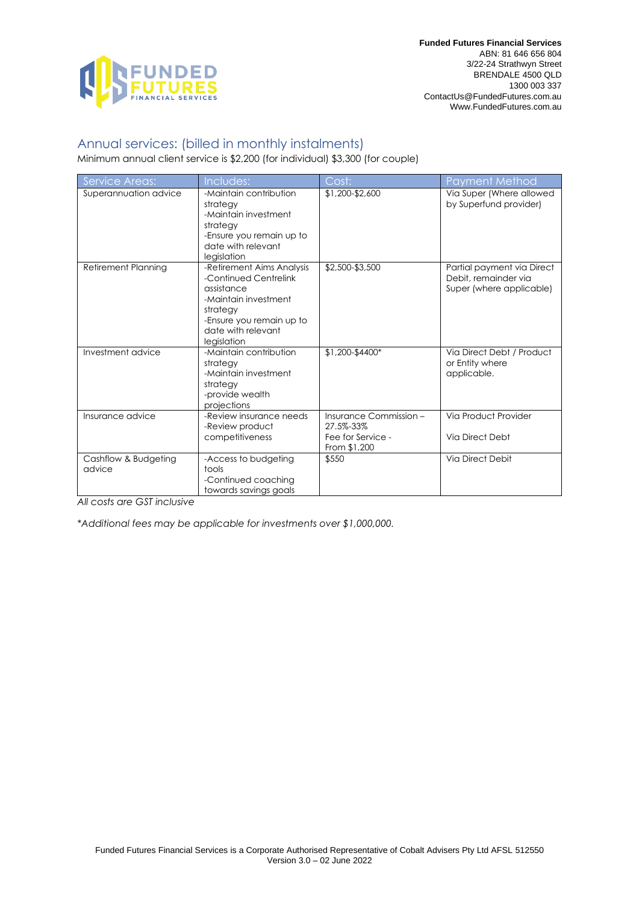**Funded Futures Financial Services**
ABN: 81 646 656 804
3/22-24 Strathwyn Street
BRENDALE 4500 QLD
1300 003 337
ContactUs@FundedFutures.com.au
Www.FundedFutures.com.au

## Annual services: (billed in monthly instalments)

Minimum annual client service is $2,200 (for individual) $3,300 (for couple)

| Service Areas: | Includes: | Cost: | Payment Method |
|---|---|---|---|
| Superannuation advice | -Maintain contribution strategy<br>-Maintain investment strategy<br>-Ensure you remain up to date with relevant legislation | $1,200-$2,600 | Via Super (Where allowed by Superfund provider) |
| Retirement Planning | -Retirement Aims Analysis<br>-Continued Centrelink assistance<br>-Maintain investment strategy<br>-Ensure you remain up to date with relevant legislation | $2,500-$3,500 | Partial payment via Direct Debit, remainder via Super (where applicable) |
| Investment advice | -Maintain contribution strategy<br>-Maintain investment strategy<br>-provide wealth projections | $1,200-$4400* | Via Direct Debt / Product or Entity where applicable. |
| Insurance advice | -Review insurance needs<br>-Review product competitiveness | Insurance Commission – 27.5%-33%<br>Fee for Service - From $1,200 | Via Product Provider<br><br>Via Direct Debit |
| Cashflow & Budgeting advice | -Access to budgeting tools<br>-Continued coaching towards savings goals | $550 | Via Direct Debit |

*All costs are GST inclusive*

*\*Additional fees may be applicable for investments over $1,000,000.*

Funded Futures Financial Services is a Corporate Authorised Representative of Cobalt Advisers Pty Ltd AFSL 512550
Version 3.0 – 02 June 2022